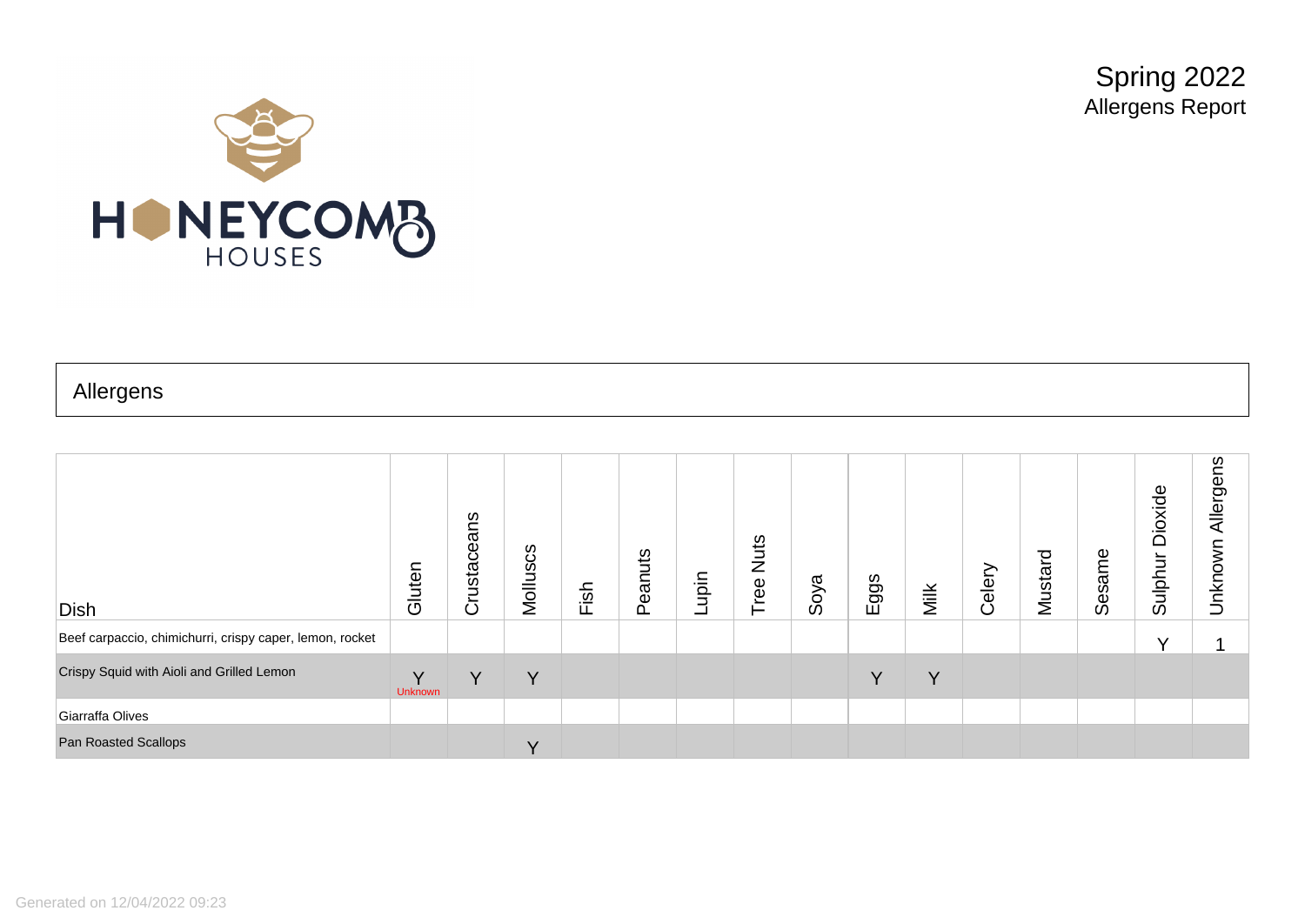HONEYCOMB HOUSES

Spring 2022
Allergens Report

## Allergens

| Dish | Gluten | Crustaceans | Molluscs | Fish | Peanuts | Lupin | Tree Nuts | Soya | Eggs | Milk | Celery | Mustard | Sesame | Sulphur Dioxide | Unknown Allergens |
|---|---|---|---|---|---|---|---|---|---|---|---|---|---|---|---|
| Beef carpaccio, chimichurri, crispy caper, lemon, rocket | | | | | | | | | | | | | | Y | 1 |
| Crispy Squid with Aioli and Grilled Lemon | Y Unknown | Y | Y | | | | | | Y | Y | | | | | |
| Giarraffa Olives | | | | | | | | | | | | | | | |
| Pan Roasted Scallops | | | Y | | | | | | | | | | | | |

Generated on 12/04/2022 09:23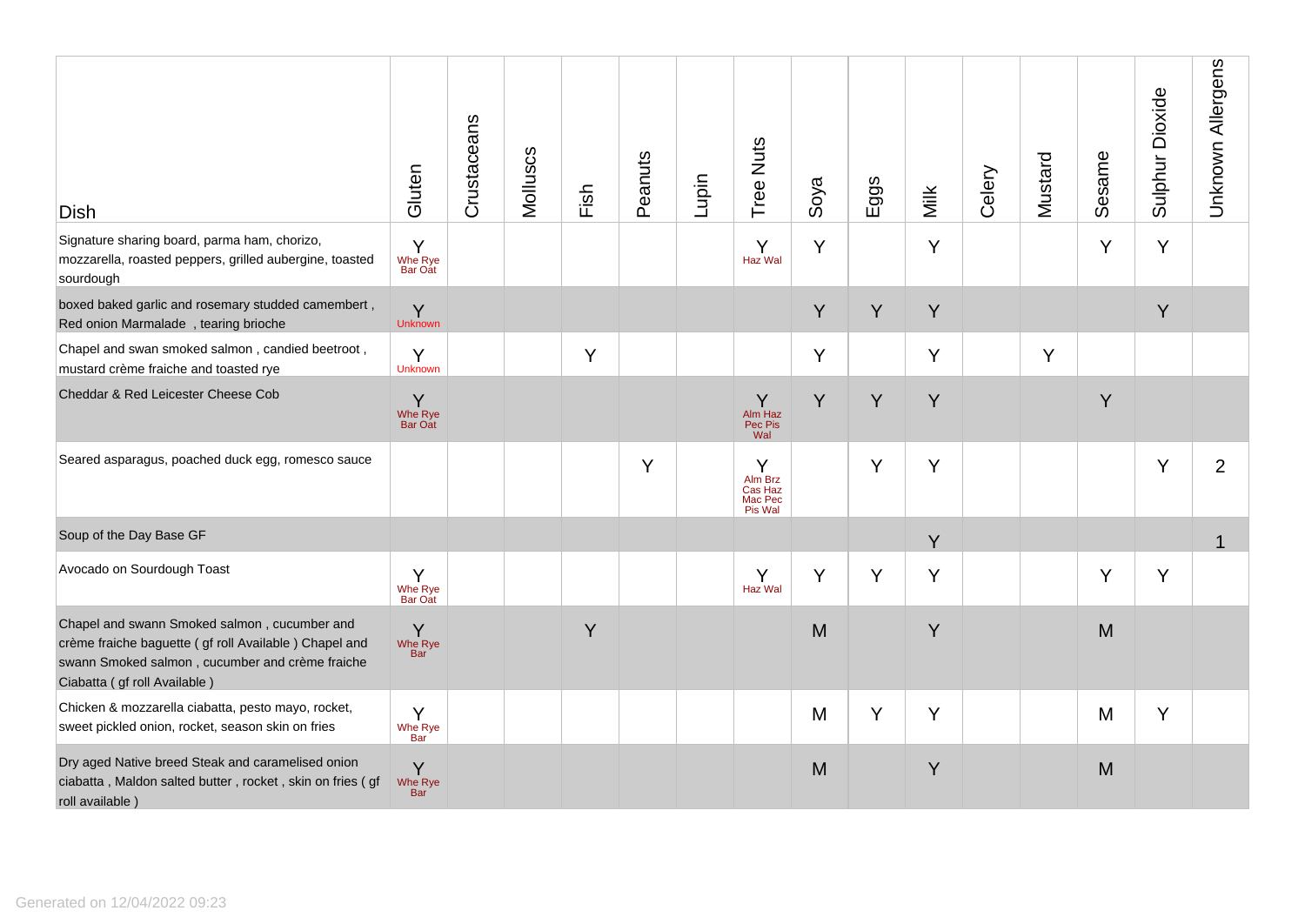| Dish | Gluten | Crustaceans | Molluscs | Fish | Peanuts | Lupin | Tree Nuts | Soya | Eggs | Milk | Celery | Mustard | Sesame | Sulphur Dioxide | Unknown Allergens |
|---|---|---|---|---|---|---|---|---|---|---|---|---|---|---|---|
| Signature sharing board, parma ham, chorizo, mozzarella, roasted peppers, grilled aubergine, toasted sourdough | Y Whe Rye Bar Oat | | | | | | Y Haz Wal | Y | | Y | | | Y | Y | |
| boxed baked garlic and rosemary studded camembert , Red onion Marmalade , tearing brioche | Y Unknown | | | | | | | Y | Y | Y | | | | Y | |
| Chapel and swan smoked salmon , candied beetroot , mustard crème fraiche and toasted rye | Y Unknown | | | Y | | | | Y | | Y | | Y | | | |
| Cheddar & Red Leicester Cheese Cob | Y Whe Rye Bar Oat | | | | | | Y Alm Haz Pec Pis Wal | Y | Y | Y | | | Y | | |
| Seared asparagus, poached duck egg, romesco sauce | | | | | Y | | Y Alm Brz Cas Haz Mac Pec Pis Wal | | Y | Y | | | | Y | 2 |
| Soup of the Day Base GF | | | | | | | | | | Y | | | | | 1 |
| Avocado on Sourdough Toast | Y Whe Rye Bar Oat | | | | | | Y Haz Wal | Y | Y | Y | | | Y | Y | |
| Chapel and swann Smoked salmon , cucumber and crème fraiche baguette ( gf roll Available ) Chapel and swann Smoked salmon , cucumber and crème fraiche Ciabatta ( gf roll Available ) | Y Whe Rye Bar | | | Y | | | | M | | Y | | | M | | |
| Chicken & mozzarella ciabatta, pesto mayo, rocket, sweet pickled onion, rocket, season skin on fries | Y Whe Rye Bar | | | | | | | M | Y | Y | | | M | Y | |
| Dry aged Native breed Steak and caramelised onion ciabatta , Maldon salted butter , rocket , skin on fries ( gf roll available ) | Y Whe Rye Bar | | | | | | | M | | Y | | | M | | |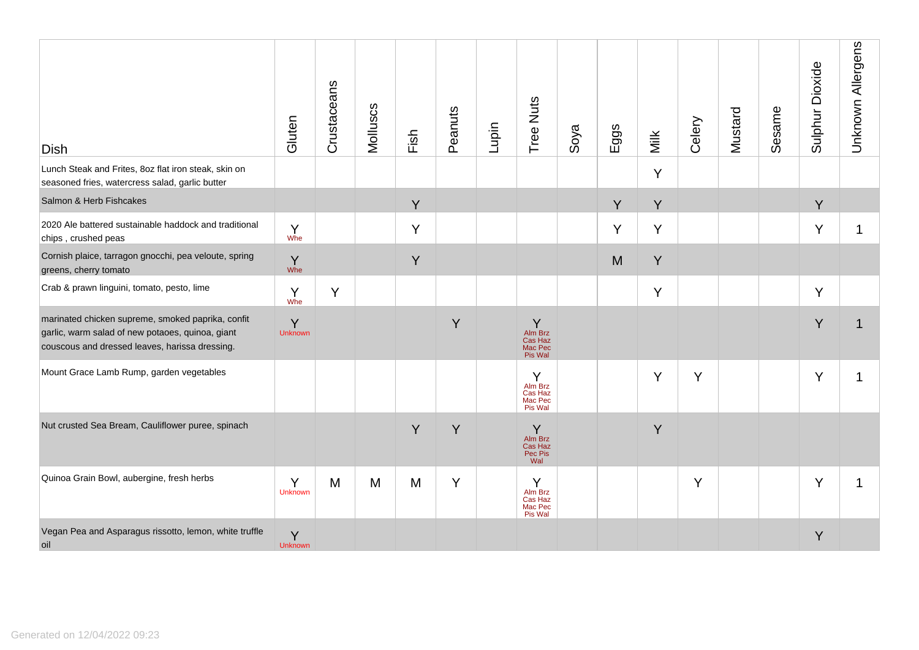| Dish | Gluten | Crustaceans | Molluscs | Fish | Peanuts | Lupin | Tree Nuts | Soya | Eggs | Milk | Celery | Mustard | Sesame | Sulphur Dioxide | Unknown Allergens |
|---|---|---|---|---|---|---|---|---|---|---|---|---|---|---|---|
| Lunch Steak and Frites, 8oz flat iron steak, skin on seasoned fries, watercress salad, garlic butter | | | | | | | | | | Y | | | | | |
| Salmon & Herb Fishcakes | | | | Y | | | | | Y | Y | | | | Y | |
| 2020 Ale battered sustainable haddock and traditional chips , crushed peas | Y Whe | | | Y | | | | | Y | Y | | | | Y | 1 |
| Cornish plaice, tarragon gnocchi, pea veloute, spring greens, cherry tomato | Y Whe | | | Y | | | | | M | Y | | | | | |
| Crab & prawn linguini, tomato, pesto, lime | Y Whe | Y | | | | | | | | Y | | | | Y | |
| marinated chicken supreme, smoked paprika, confit garlic, warm salad of new potaoes, quinoa, giant couscous and dressed leaves, harissa dressing. | Y Unknown | | | | Y | | Y Alm Brz Cas Haz Mac Pec Pis Wal | | | | | | | Y | 1 |
| Mount Grace Lamb Rump, garden vegetables | | | | | | | Y Alm Brz Cas Haz Mac Pec Pis Wal | | | Y | Y | | | Y | 1 |
| Nut crusted Sea Bream, Cauliflower puree, spinach | | | | Y | Y | | Y Alm Brz Cas Haz Pec Pis Wal | | | Y | | | | | |
| Quinoa Grain Bowl, aubergine, fresh herbs | Y Unknown | M | M | M | Y | | Y Alm Brz Cas Haz Mac Pec Pis Wal | | | | Y | | | Y | 1 |
| Vegan Pea and Asparagus rissotto, lemon, white truffle oil | Y Unknown | | | | | | | | | | | | | Y | |

Generated on 12/04/2022 09:23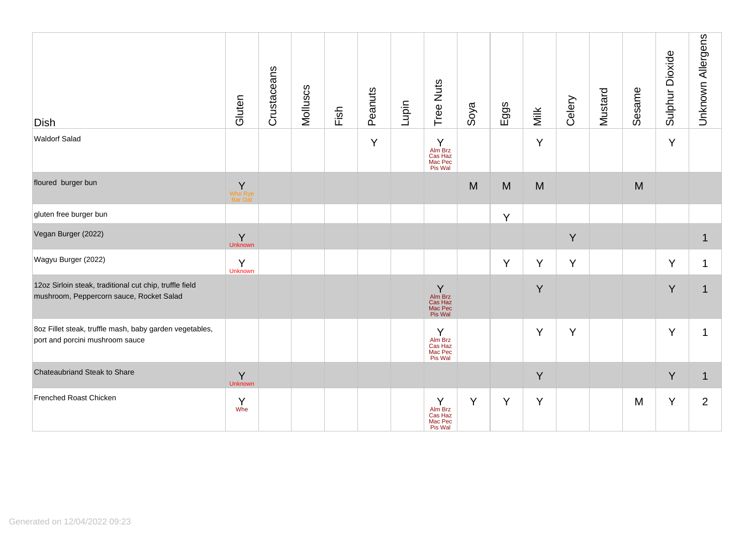| Dish | Gluten | Crustaceans | Molluscs | Fish | Peanuts | Lupin | Tree Nuts | Soya | Eggs | Milk | Celery | Mustard | Sesame | Sulphur Dioxide | Unknown Allergens |
|---|---|---|---|---|---|---|---|---|---|---|---|---|---|---|---|
| Waldorf Salad | | | | | Y | | Y Alm Brz Cas Haz Mac Pec Pis Wal | | | Y | | | | Y | |
| floured burger bun | Y Whe Rye Bar Oat | | | | | | | M | M | M | | | M | | |
| gluten free burger bun | | | | | | | | | Y | | | | | | |
| Vegan Burger (2022) | Y Unknown | | | | | | | | | | Y | | | | 1 |
| Wagyu Burger (2022) | Y Unknown | | | | | | | | Y | Y | Y | | | Y | 1 |
| 12oz Sirloin steak, traditional cut chip, truffle field mushroom, Peppercorn sauce, Rocket Salad | | | | | | | Y Alm Brz Cas Haz Mac Pec Pis Wal | | | Y | | | | Y | 1 |
| 8oz Fillet steak, truffle mash, baby garden vegetables, port and porcini mushroom sauce | | | | | | | Y Alm Brz Cas Haz Mac Pec Pis Wal | | | Y | Y | | | Y | 1 |
| Chateaubriand Steak to Share | Y Unknown | | | | | | | | | Y | | | | Y | 1 |
| Frenched Roast Chicken | Y Whe | | | | | | Y Alm Brz Cas Haz Mac Pec Pis Wal | Y | Y | Y | | | M | Y | 2 |

Generated on 12/04/2022 09:23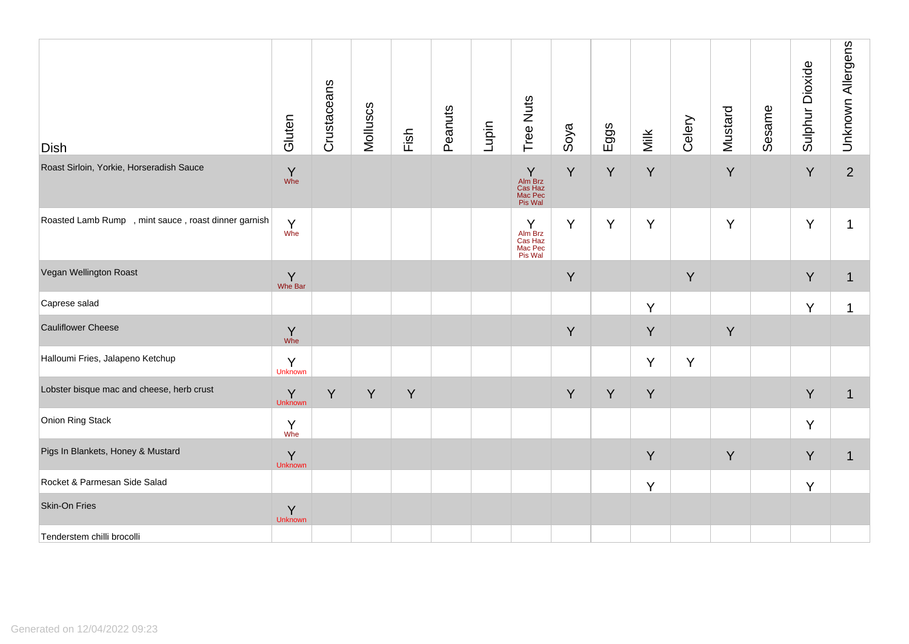| Dish | Gluten | Crustaceans | Molluscs | Fish | Peanuts | Lupin | Tree Nuts | Soya | Eggs | Milk | Celery | Mustard | Sesame | Sulphur Dioxide | Unknown Allergens |
|---|---|---|---|---|---|---|---|---|---|---|---|---|---|---|---|
| Roast Sirloin, Yorkie, Horseradish Sauce | Y Whe | | | | | | Y Alm Brz Cas Haz Mac Pec Pis Wal | Y | Y | Y | | Y | | Y | 2 |
| Roasted Lamb Rump , mint sauce , roast dinner garnish | Y Whe | | | | | | Y Alm Brz Cas Haz Mac Pec Pis Wal | Y | Y | Y | | Y | | Y | 1 |
| Vegan Wellington Roast | Y Whe Bar | | | | | | | Y | | | Y | | | Y | 1 |
| Caprese salad | | | | | | | | | | Y | | | | Y | 1 |
| Cauliflower Cheese | Y Whe | | | | | | | Y | | Y | | Y | | | |
| Halloumi Fries, Jalapeno Ketchup | Y Unknown | | | | | | | | | Y | Y | | | | |
| Lobster bisque mac and cheese, herb crust | Y Unknown | Y | Y | Y | | | | Y | Y | Y | | | | Y | 1 |
| Onion Ring Stack | Y Whe | | | | | | | | | | | | | Y | |
| Pigs In Blankets, Honey & Mustard | Y Unknown | | | | | | | | | Y | | Y | | Y | 1 |
| Rocket & Parmesan Side Salad | | | | | | | | | | Y | | | | Y | |
| Skin-On Fries | Y Unknown | | | | | | | | | | | | | | |
| Tenderstem chilli brocolli | | | | | | | | | | | | | | | |

Generated on 12/04/2022 09:23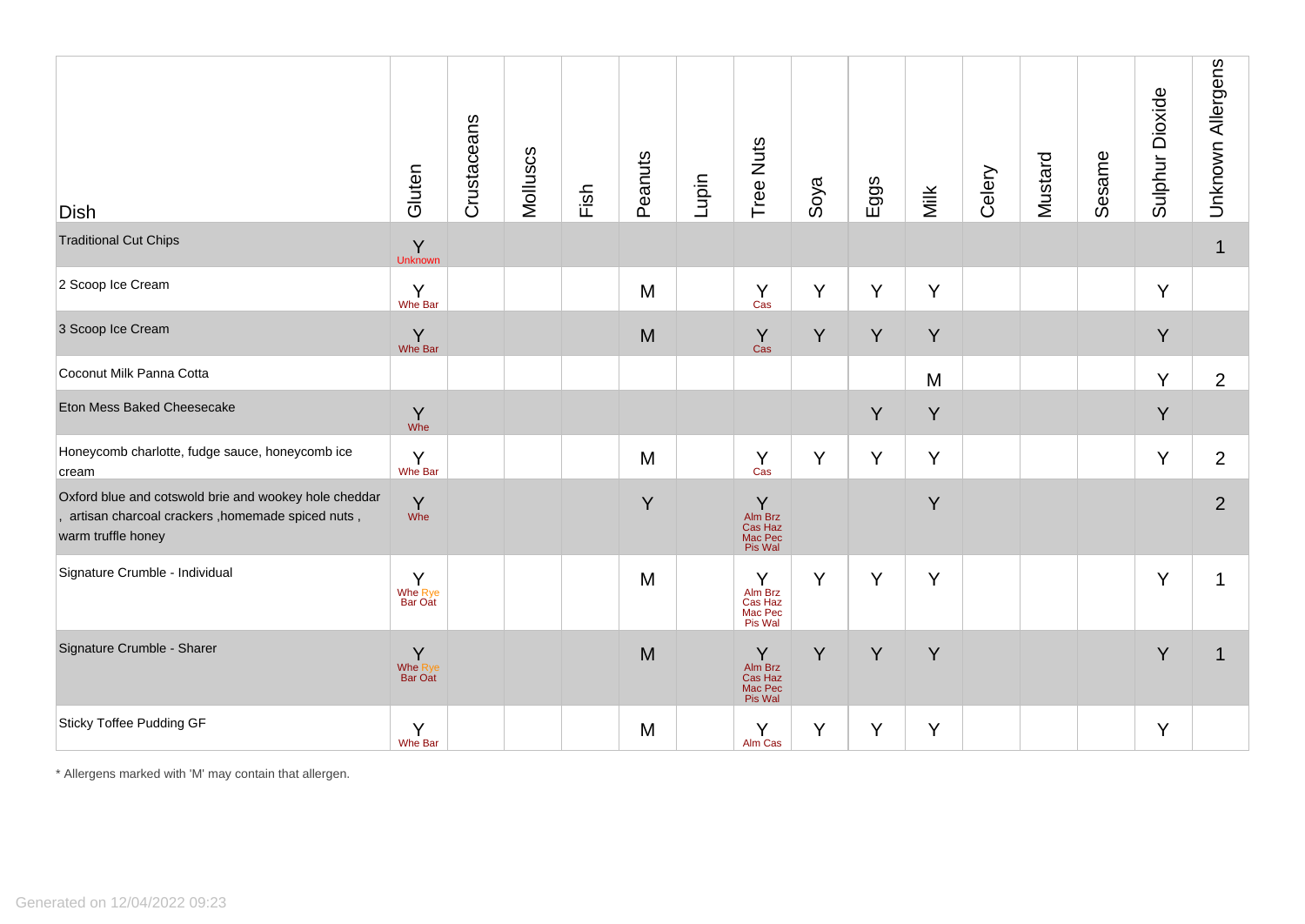| Dish | Gluten | Crustaceans | Molluscs | Fish | Peanuts | Lupin | Tree Nuts | Soya | Eggs | Milk | Celery | Mustard | Sesame | Sulphur Dioxide | Unknown Allergens |
|---|---|---|---|---|---|---|---|---|---|---|---|---|---|---|---|
| Traditional Cut Chips | Y Unknown | | | | | | | | | | | | | | 1 |
| 2 Scoop Ice Cream | Y Whe Bar | | | | M | | Y Cas | Y | Y | Y | | | | Y | |
| 3 Scoop Ice Cream | Y Whe Bar | | | | M | | Y Cas | Y | Y | Y | | | | Y | |
| Coconut Milk Panna Cotta | | | | | | | | | | M | | | | Y | 2 |
| Eton Mess Baked Cheesecake | Y Whe | | | | | | | | Y | Y | | | | Y | |
| Honeycomb charlotte, fudge sauce, honeycomb ice cream | Y Whe Bar | | | | M | | Y Cas | Y | Y | Y | | | | Y | 2 |
| Oxford blue and cotswold brie and wookey hole cheddar , artisan charcoal crackers ,homemade spiced nuts , warm truffle honey | Y Whe | | | | Y | | Y Alm Brz Cas Haz Mac Pec Pis Wal | | | Y | | | | | 2 |
| Signature Crumble - Individual | Y Whe Rye Bar Oat | | | | M | | Y Alm Brz Cas Haz Mac Pec Pis Wal | Y | Y | Y | | | | Y | 1 |
| Signature Crumble - Sharer | Y Whe Rye Bar Oat | | | | M | | Y Alm Brz Cas Haz Mac Pec Pis Wal | Y | Y | Y | | | | Y | 1 |
| Sticky Toffee Pudding GF | Y Whe Bar | | | | M | | Y Alm Cas | Y | Y | Y | | | | Y | |

* Allergens marked with 'M' may contain that allergen.

Generated on 12/04/2022 09:23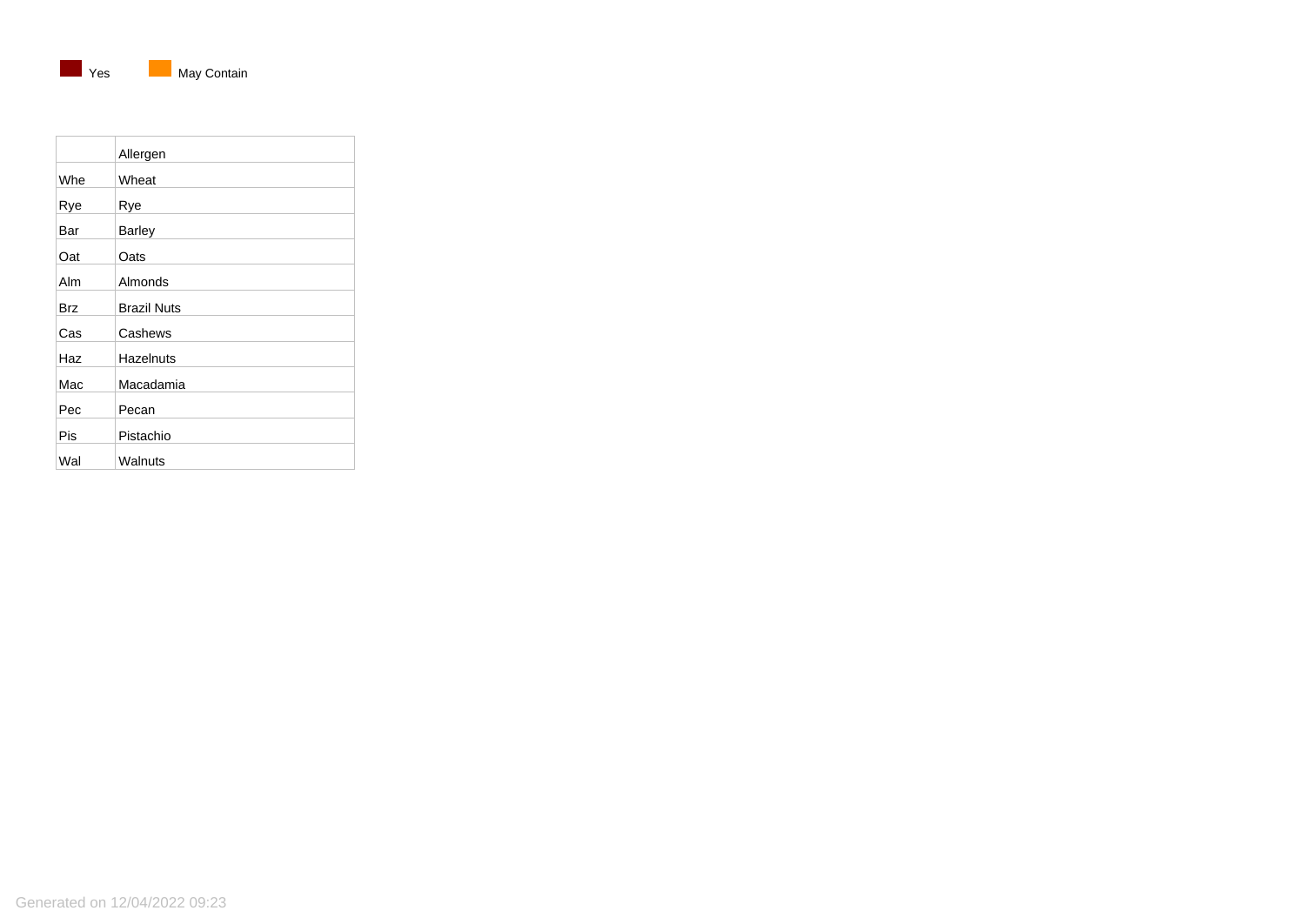Yes    May Contain

| | Allergen |
|---|---|
| Whe | Wheat |
| Rye | Rye |
| Bar | Barley |
| Oat | Oats |
| Alm | Almonds |
| Brz | Brazil Nuts |
| Cas | Cashews |
| Haz | Hazelnuts |
| Mac | Macadamia |
| Pec | Pecan |
| Pis | Pistachio |
| Wal | Walnuts |

Generated on 12/04/2022 09:23